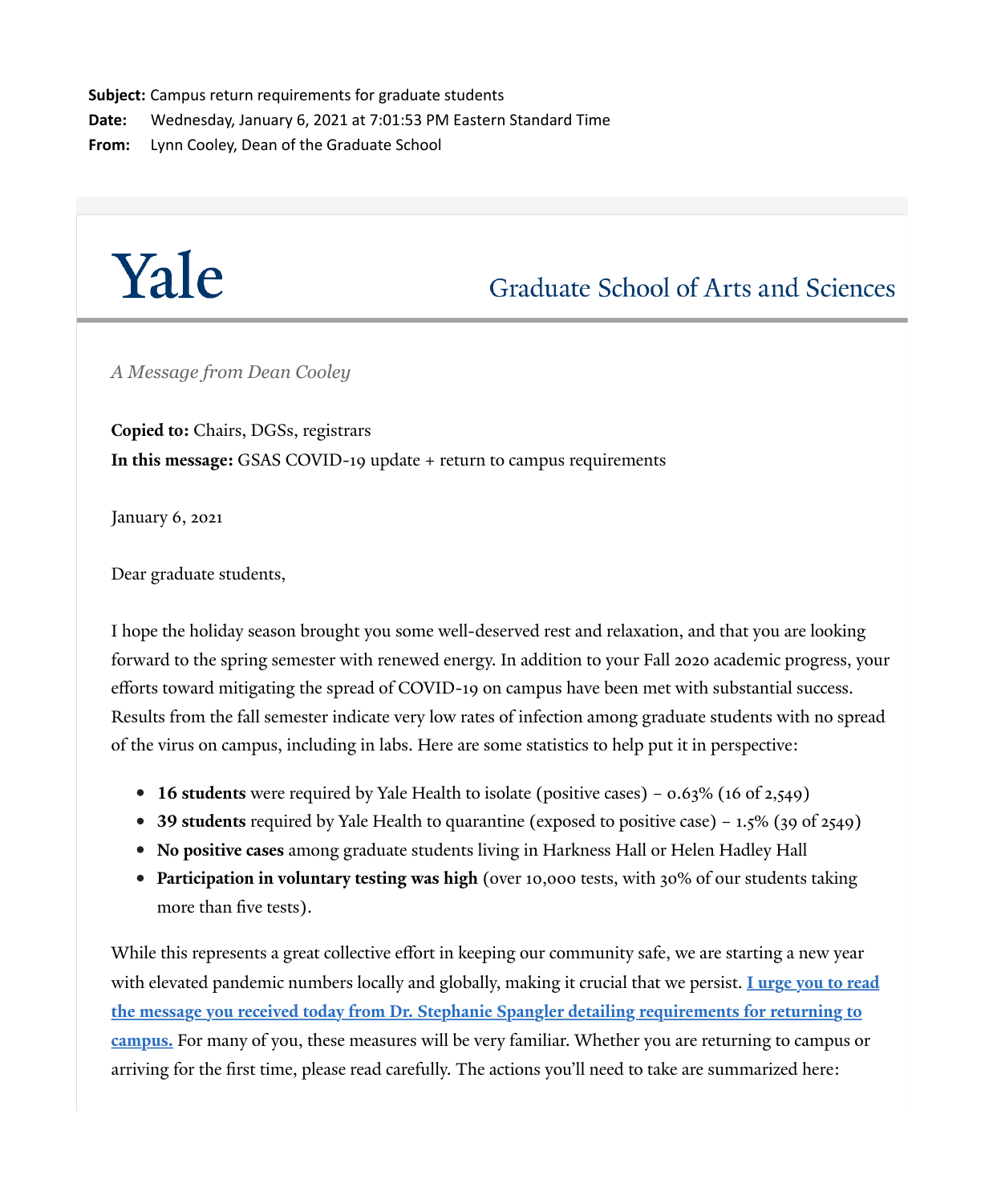**Subject:** Campus return requirements for graduate students
**Date:** Wednesday, January 6, 2021 at 7:01:53 PM Eastern Standard Time
**From:** Lynn Cooley, Dean of the Graduate School

# Yale

## Graduate School of Arts and Sciences

*A Message from Dean Cooley*

**Copied to:** Chairs, DGSs, registrars
**In this message:** GSAS COVID-19 update + return to campus requirements

January 6, 2021

Dear graduate students,

I hope the holiday season brought you some well-deserved rest and relaxation, and that you are looking forward to the spring semester with renewed energy. In addition to your Fall 2020 academic progress, your efforts toward mitigating the spread of COVID-19 on campus have been met with substantial success. Results from the fall semester indicate very low rates of infection among graduate students with no spread of the virus on campus, including in labs. Here are some statistics to help put it in perspective:

- **16 students** were required by Yale Health to isolate (positive cases) – 0.63% (16 of 2,549)
- **39 students** required by Yale Health to quarantine (exposed to positive case) – 1.5% (39 of 2549)
- **No positive cases** among graduate students living in Harkness Hall or Helen Hadley Hall
- **Participation in voluntary testing was high** (over 10,000 tests, with 30% of our students taking more than five tests).

While this represents a great collective effort in keeping our community safe, we are starting a new year with elevated pandemic numbers locally and globally, making it crucial that we persist. **I urge you to read the message you received today from Dr. Stephanie Spangler detailing requirements for returning to campus.** For many of you, these measures will be very familiar. Whether you are returning to campus or arriving for the first time, please read carefully. The actions you'll need to take are summarized here: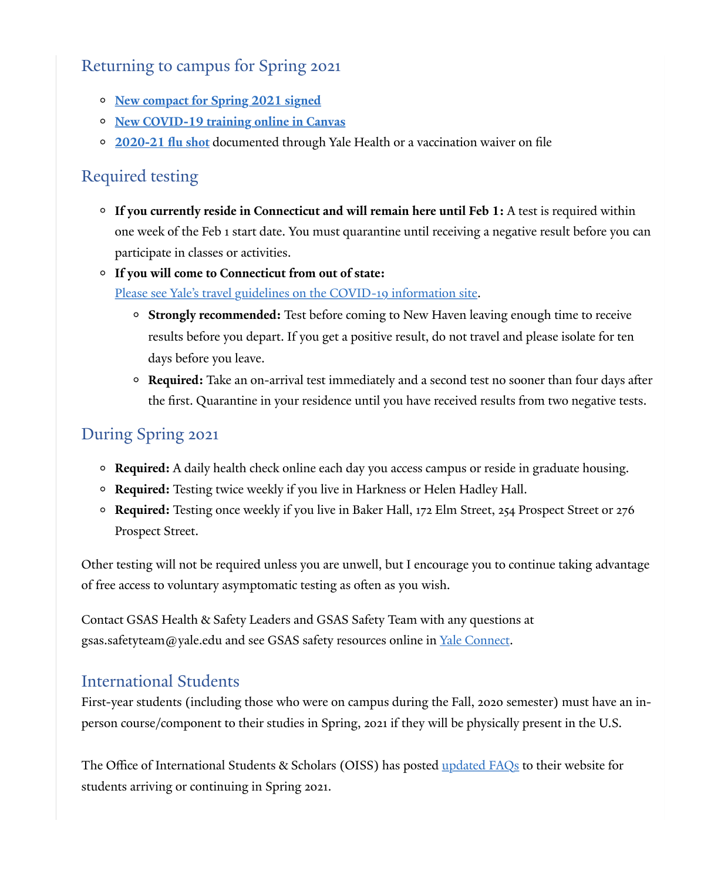## Returning to campus for Spring 2021

- **New compact for Spring 2021 signed**
- **New COVID-19 training online in Canvas**
- **2020-21 flu shot** documented through Yale Health or a vaccination waiver on file

## Required testing

- **If you currently reside in Connecticut and will remain here until Feb 1:** A test is required within one week of the Feb 1 start date. You must quarantine until receiving a negative result before you can participate in classes or activities.
- **If you will come to Connecticut from out of state:** Please see Yale's travel guidelines on the COVID-19 information site.
  - **Strongly recommended:** Test before coming to New Haven leaving enough time to receive results before you depart. If you get a positive result, do not travel and please isolate for ten days before you leave.
  - **Required:** Take an on-arrival test immediately and a second test no sooner than four days after the first. Quarantine in your residence until you have received results from two negative tests.

## During Spring 2021

- **Required:** A daily health check online each day you access campus or reside in graduate housing.
- **Required:** Testing twice weekly if you live in Harkness or Helen Hadley Hall.
- **Required:** Testing once weekly if you live in Baker Hall, 172 Elm Street, 254 Prospect Street or 276 Prospect Street.

Other testing will not be required unless you are unwell, but I encourage you to continue taking advantage of free access to voluntary asymptomatic testing as often as you wish.

Contact GSAS Health & Safety Leaders and GSAS Safety Team with any questions at gsas.safetyteam@yale.edu and see GSAS safety resources online in Yale Connect.

## International Students

First-year students (including those who were on campus during the Fall, 2020 semester) must have an in-person course/component to their studies in Spring, 2021 if they will be physically present in the U.S.

The Office of International Students & Scholars (OISS) has posted updated FAQs to their website for students arriving or continuing in Spring 2021.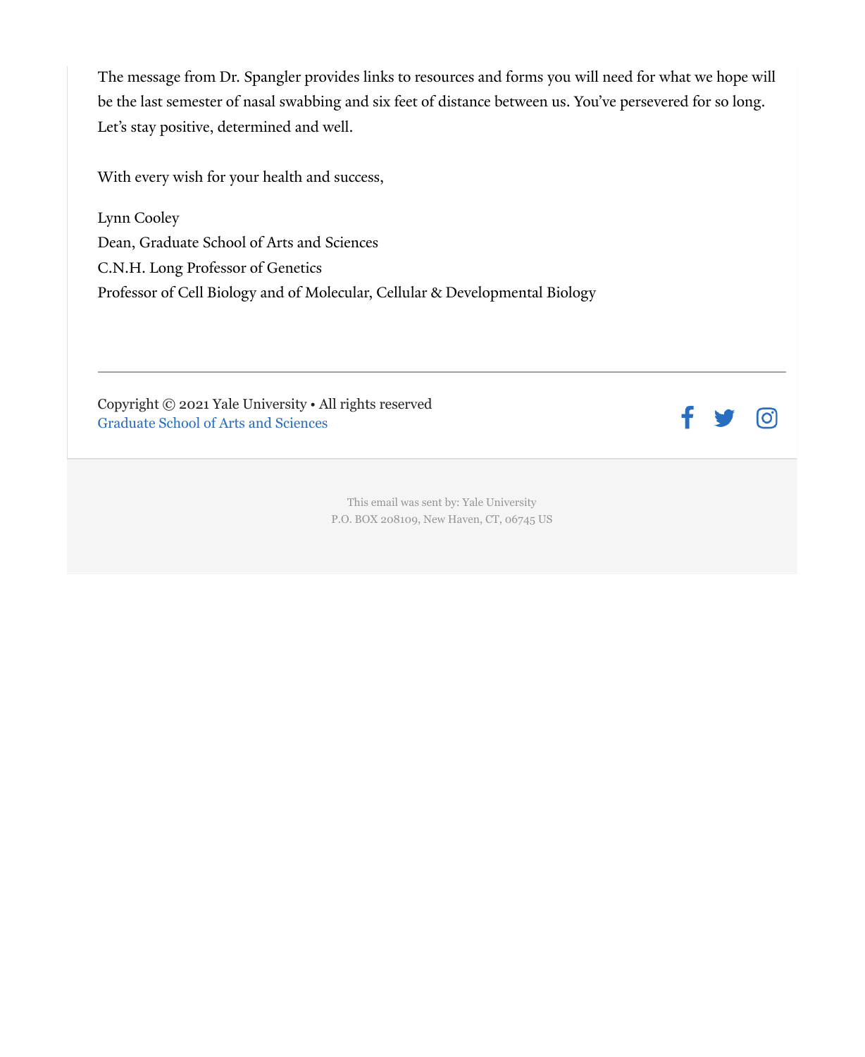The message from Dr. Spangler provides links to resources and forms you will need for what we hope will be the last semester of nasal swabbing and six feet of distance between us. You've persevered for so long. Let's stay positive, determined and well.

With every wish for your health and success,

Lynn Cooley
Dean, Graduate School of Arts and Sciences
C.N.H. Long Professor of Genetics
Professor of Cell Biology and of Molecular, Cellular & Developmental Biology

---

Copyright © 2021 Yale University • All rights reserved
Graduate School of Arts and Sciences

This email was sent by: Yale University
P.O. BOX 208109, New Haven, CT, 06745 US